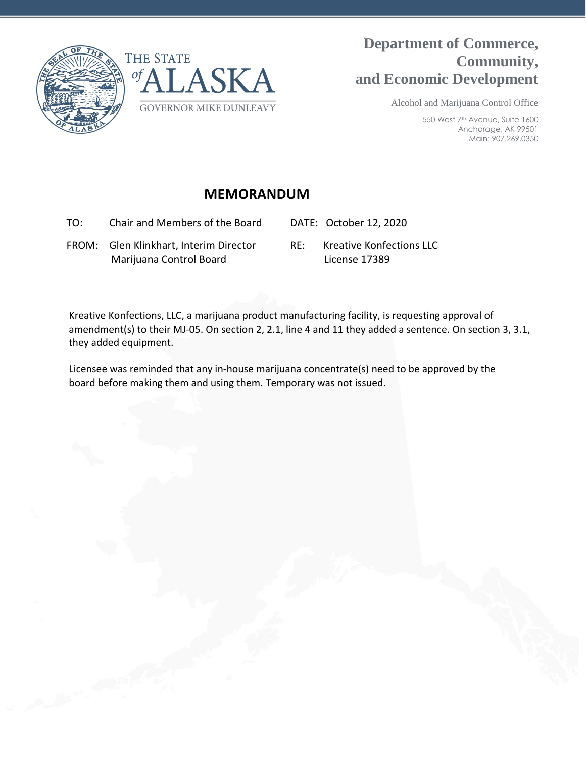THE STATE of ALASKA

GOVERNOR MIKE DUNLEAVY

**Department of Commerce, Community, and Economic Development**

Alcohol and Marijuana Control Office

550 West 7th Avenue, Suite 1600
Anchorage, AK 99501
Main: 907.269.0350

## MEMORANDUM

TO: Chair and Members of the Board

DATE: October 12, 2020

FROM: Glen Klinkhart, Interim Director
Marijuana Control Board

RE: Kreative Konfections LLC
License 17389

Kreative Konfections, LLC, a marijuana product manufacturing facility, is requesting approval of amendment(s) to their MJ-05. On section 2, 2.1, line 4 and 11 they added a sentence. On section 3, 3.1, they added equipment.

Licensee was reminded that any in-house marijuana concentrate(s) need to be approved by the board before making them and using them. Temporary was not issued.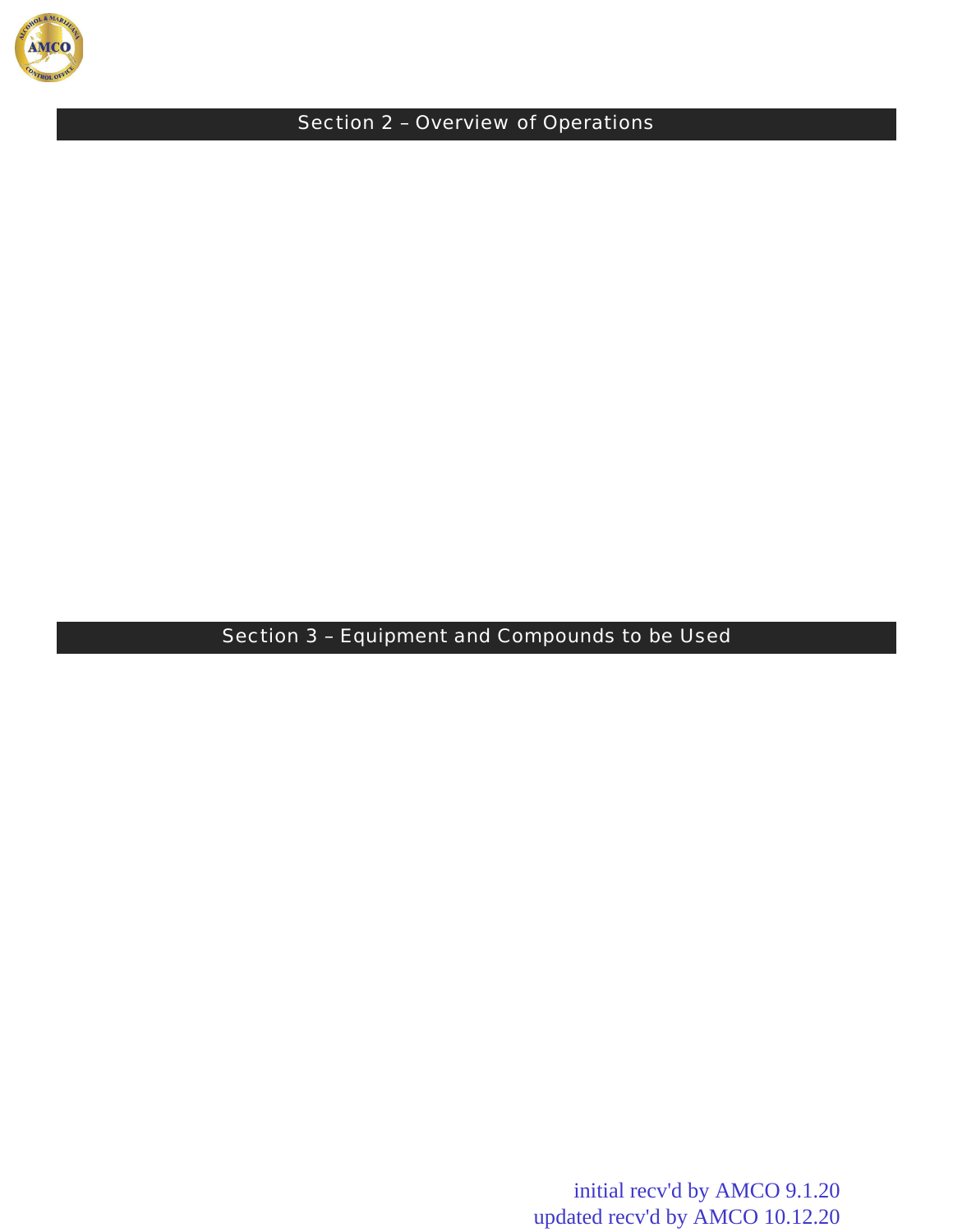## Section 2 – Overview of Operations

## Section 3 – Equipment and Compounds to be Used

initial recv'd by AMCO 9.1.20
updated recv'd by AMCO 10.12.20